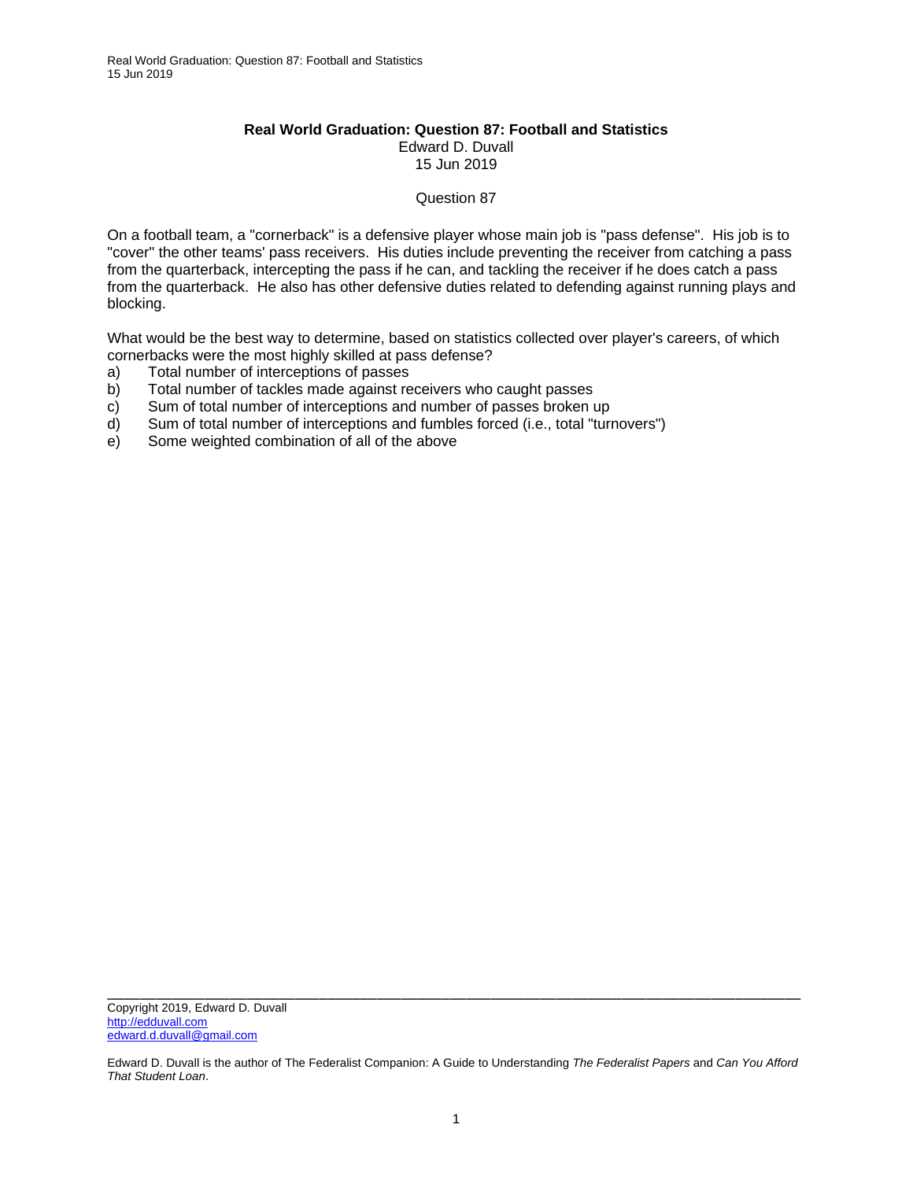**Real World Graduation: Question 87: Football and Statistics**

Edward D. Duvall

15 Jun 2019

Question 87

On a football team, a "cornerback" is a defensive player whose main job is "pass defense". His job is to "cover" the other teams' pass receivers. His duties include preventing the receiver from catching a pass from the quarterback, intercepting the pass if he can, and tackling the receiver if he does catch a pass from the quarterback. He also has other defensive duties related to defending against running plays and blocking.

What would be the best way to determine, based on statistics collected over player's careers, of which cornerbacks were the most highly skilled at pass defense?

a) Total number of interceptions of passes
b) Total number of tackles made against receivers who caught passes
c) Sum of total number of interceptions and number of passes broken up
d) Sum of total number of interceptions and fumbles forced (i.e., total "turnovers")
e) Some weighted combination of all of the above

---

Copyright 2019, Edward D. Duvall
http://edduvall.com
edward.d.duvall@gmail.com

Edward D. Duvall is the author of The Federalist Companion: A Guide to Understanding *The Federalist Papers* and *Can You Afford That Student Loan*.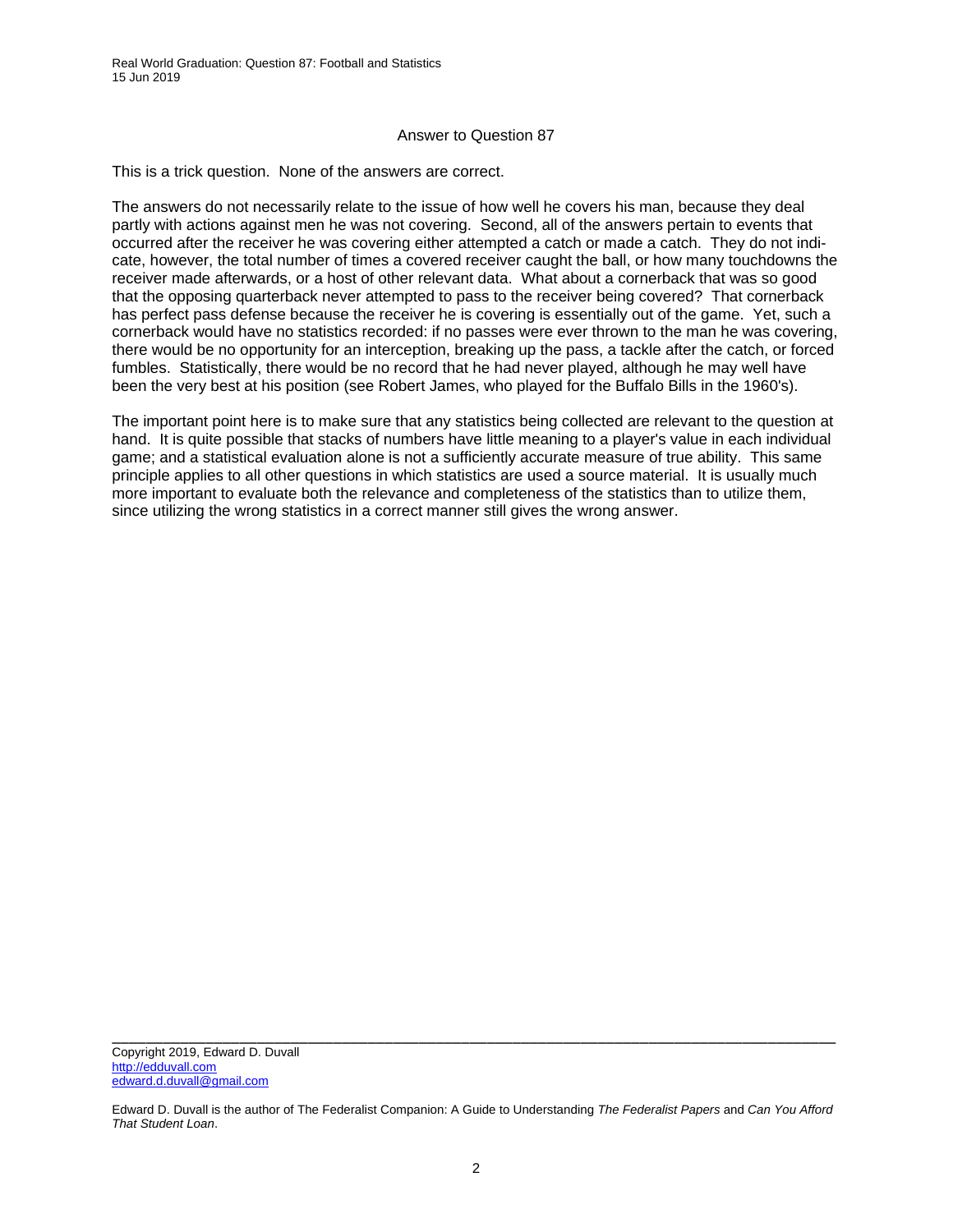Answer to Question 87

This is a trick question. None of the answers are correct.

The answers do not necessarily relate to the issue of how well he covers his man, because they deal partly with actions against men he was not covering. Second, all of the answers pertain to events that occurred after the receiver he was covering either attempted a catch or made a catch. They do not indicate, however, the total number of times a covered receiver caught the ball, or how many touchdowns the receiver made afterwards, or a host of other relevant data. What about a cornerback that was so good that the opposing quarterback never attempted to pass to the receiver being covered? That cornerback has perfect pass defense because the receiver he is covering is essentially out of the game. Yet, such a cornerback would have no statistics recorded: if no passes were ever thrown to the man he was covering, there would be no opportunity for an interception, breaking up the pass, a tackle after the catch, or forced fumbles. Statistically, there would be no record that he had never played, although he may well have been the very best at his position (see Robert James, who played for the Buffalo Bills in the 1960's).

The important point here is to make sure that any statistics being collected are relevant to the question at hand. It is quite possible that stacks of numbers have little meaning to a player's value in each individual game; and a statistical evaluation alone is not a sufficiently accurate measure of true ability. This same principle applies to all other questions in which statistics are used a source material. It is usually much more important to evaluate both the relevance and completeness of the statistics than to utilize them, since utilizing the wrong statistics in a correct manner still gives the wrong answer.

---

Copyright 2019, Edward D. Duvall
http://edduvall.com
edward.d.duvall@gmail.com

Edward D. Duvall is the author of The Federalist Companion: A Guide to Understanding *The Federalist Papers* and *Can You Afford That Student Loan*.